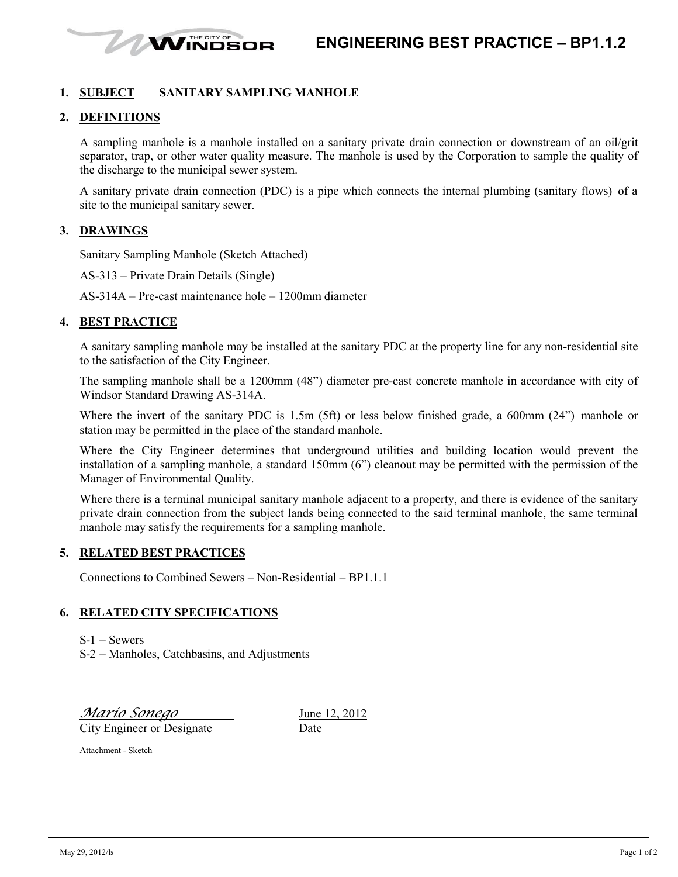# ENGINEERING BEST PRACTICE – BP1.1.2

## 1. SUBJECT SANITARY SAMPLING MANHOLE

## 2. DEFINITIONS

A sampling manhole is a manhole installed on a sanitary private drain connection or downstream of an oil/grit separator, trap, or other water quality measure. The manhole is used by the Corporation to sample the quality of the discharge to the municipal sewer system.

A sanitary private drain connection (PDC) is a pipe which connects the internal plumbing (sanitary flows) of a site to the municipal sanitary sewer.

## 3. DRAWINGS

Sanitary Sampling Manhole (Sketch Attached)

AS-313 – Private Drain Details (Single)

AS-314A – Pre-cast maintenance hole – 1200mm diameter

## 4. BEST PRACTICE

A sanitary sampling manhole may be installed at the sanitary PDC at the property line for any non-residential site to the satisfaction of the City Engineer.

The sampling manhole shall be a 1200mm (48") diameter pre-cast concrete manhole in accordance with city of Windsor Standard Drawing AS-314A.

Where the invert of the sanitary PDC is 1.5m (5ft) or less below finished grade, a 600mm (24") manhole or station may be permitted in the place of the standard manhole.

Where the City Engineer determines that underground utilities and building location would prevent the installation of a sampling manhole, a standard 150mm (6") cleanout may be permitted with the permission of the Manager of Environmental Quality.

Where there is a terminal municipal sanitary manhole adjacent to a property, and there is evidence of the sanitary private drain connection from the subject lands being connected to the said terminal manhole, the same terminal manhole may satisfy the requirements for a sampling manhole.

## 5. RELATED BEST PRACTICES

Connections to Combined Sewers – Non-Residential – BP1.1.1

## 6. RELATED CITY SPECIFICATIONS

S-1 – Sewers
S-2 – Manholes, Catchbasins, and Adjustments

*Mario Sonego*
City Engineer or Designate

June 12, 2012
Date

Attachment - Sketch

May 29, 2012/ls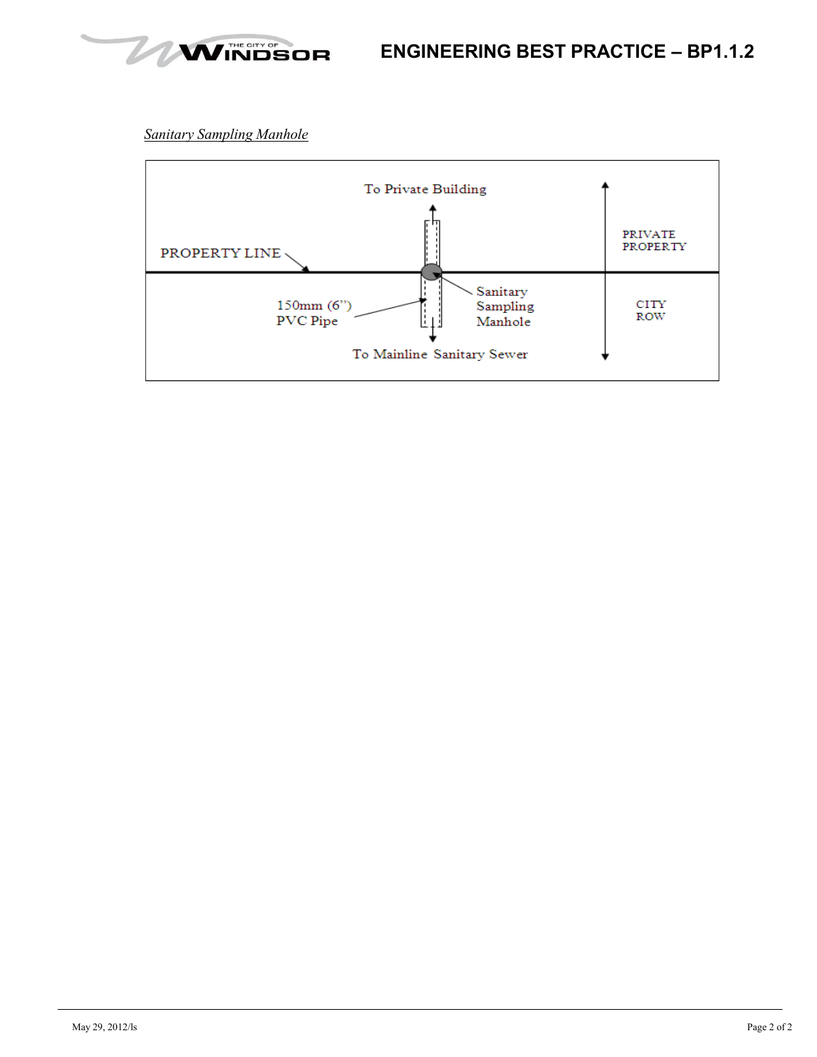*Sanitary Sampling Manhole*

To Private Building

PROPERTY LINE

PRIVATE PROPERTY

150mm (6") PVC Pipe

Sanitary Sampling Manhole

CITY ROW

To Mainline Sanitary Sewer

May 29, 2012/ls